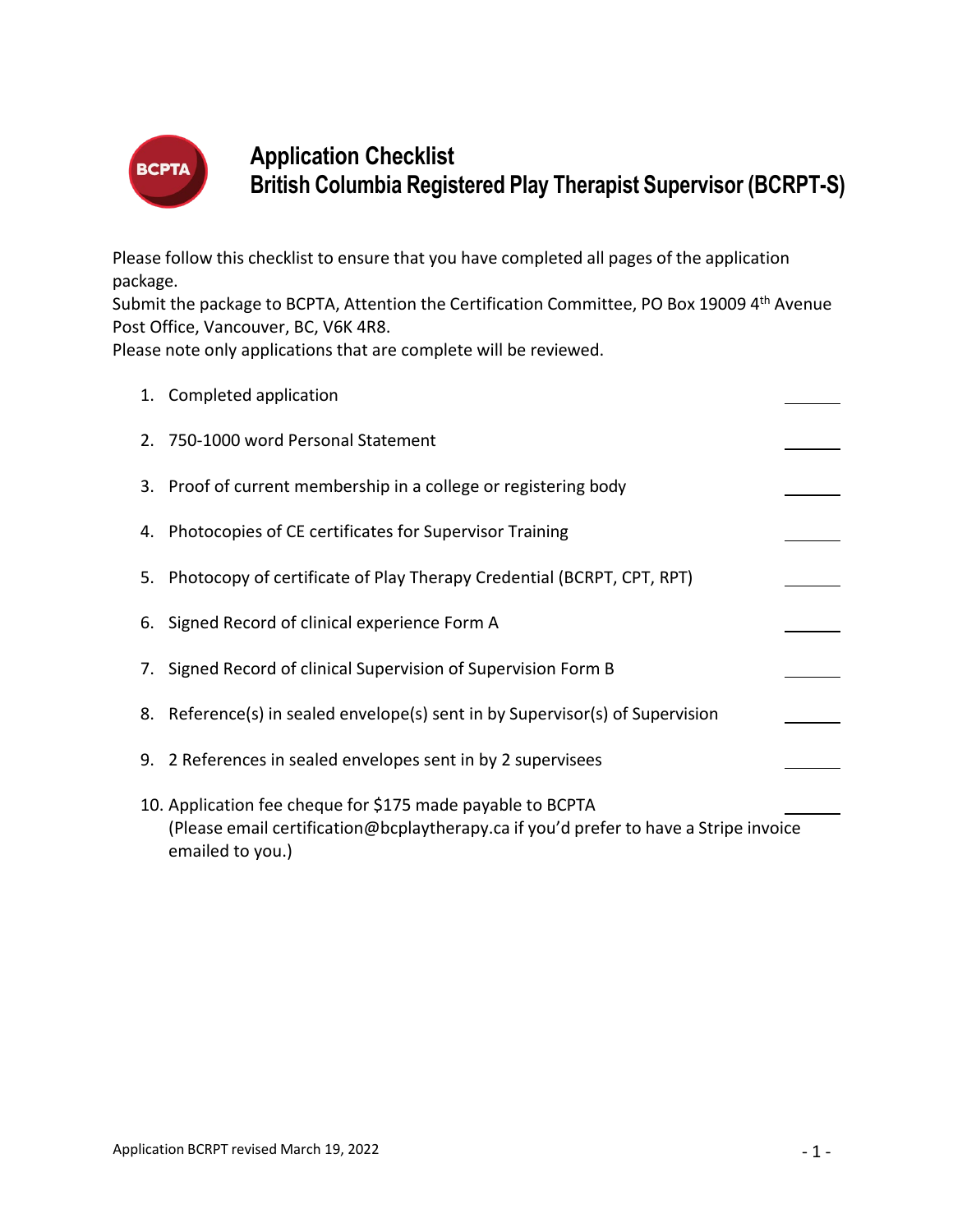# Application Checklist
# British Columbia Registered Play Therapist Supervisor (BCRPT-S)

Please follow this checklist to ensure that you have completed all pages of the application package.
Submit the package to BCPTA, Attention the Certification Committee, PO Box 19009 4th Avenue Post Office, Vancouver, BC, V6K 4R8.
Please note only applications that are complete will be reviewed.

1. Completed application \_\_\_\_\_\_
2. 750-1000 word Personal Statement \_\_\_\_\_\_
3. Proof of current membership in a college or registering body \_\_\_\_\_\_
4. Photocopies of CE certificates for Supervisor Training \_\_\_\_\_\_
5. Photocopy of certificate of Play Therapy Credential (BCRPT, CPT, RPT) \_\_\_\_\_\_
6. Signed Record of clinical experience Form A \_\_\_\_\_\_
7. Signed Record of clinical Supervision of Supervision Form B \_\_\_\_\_\_
8. Reference(s) in sealed envelope(s) sent in by Supervisor(s) of Supervision \_\_\_\_\_\_
9. 2 References in sealed envelopes sent in by 2 supervisees \_\_\_\_\_\_
10. Application fee cheque for $175 made payable to BCPTA \_\_\_\_\_\_
    (Please email certification@bcplaytherapy.ca if you'd prefer to have a Stripe invoice emailed to you.)

Application BCRPT revised March 19, 2022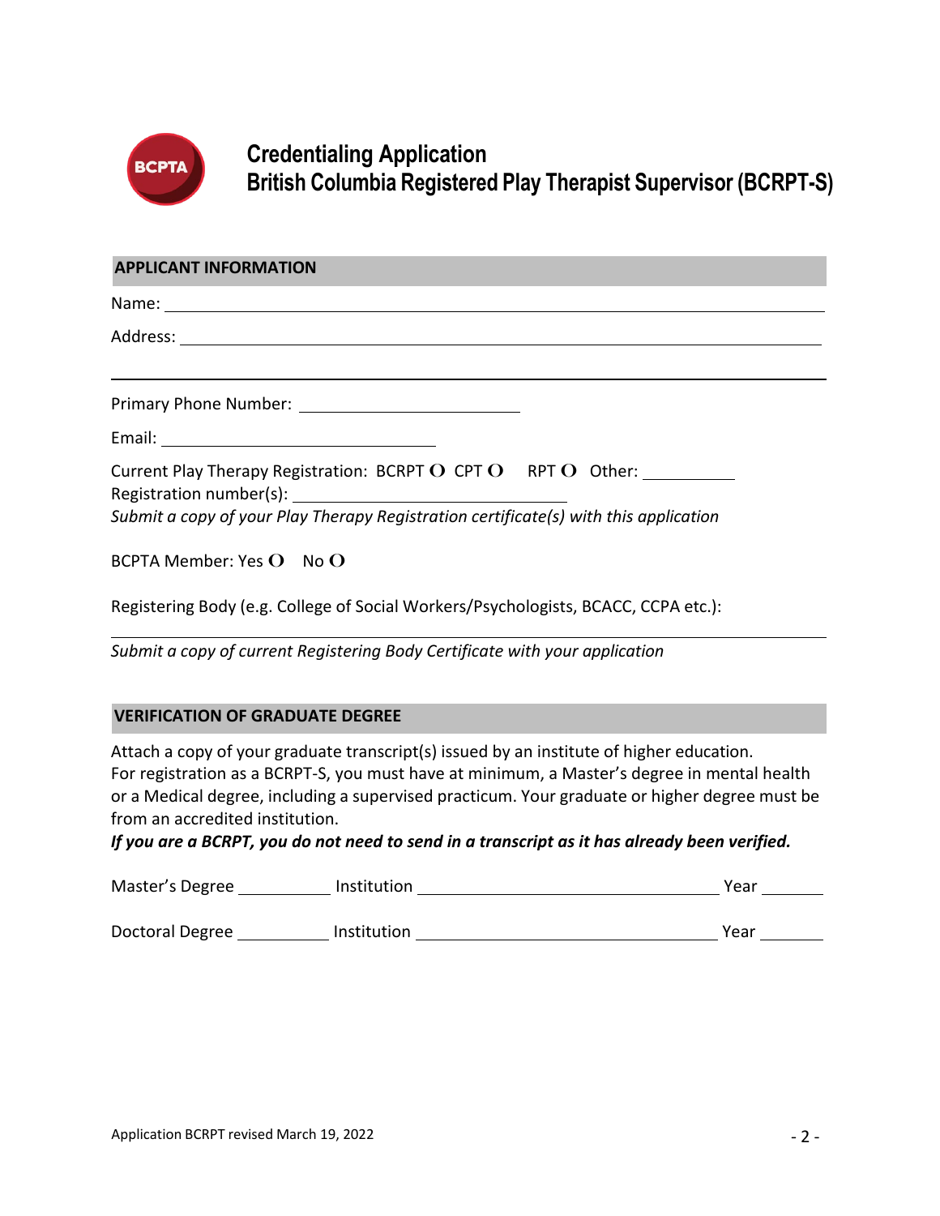BCPTA

# Credentialing Application
## British Columbia Registered Play Therapist Supervisor (BCRPT-S)

### APPLICANT INFORMATION

Name: ______________________________________________________________________

Address: ____________________________________________________________________

______________________________________________________________________________

Primary Phone Number: ___________________________

Email: __________________________________

Current Play Therapy Registration: BCRPT O CPT O RPT O Other: ___________

Registration number(s): __________________________________

*Submit a copy of your Play Therapy Registration certificate(s) with this application*

BCPTA Member: Yes O No O

Registering Body (e.g. College of Social Workers/Psychologists, BCACC, CCPA etc.):

______________________________________________________________________________

*Submit a copy of current Registering Body Certificate with your application*

### VERIFICATION OF GRADUATE DEGREE

Attach a copy of your graduate transcript(s) issued by an institute of higher education. For registration as a BCRPT-S, you must have at minimum, a Master's degree in mental health or a Medical degree, including a supervised practicum. Your graduate or higher degree must be from an accredited institution.

***If you are a BCRPT, you do not need to send in a transcript as it has already been verified.***

Master's Degree ___________ Institution ____________________________________ Year ________

Doctoral Degree ___________ Institution ____________________________________ Year ________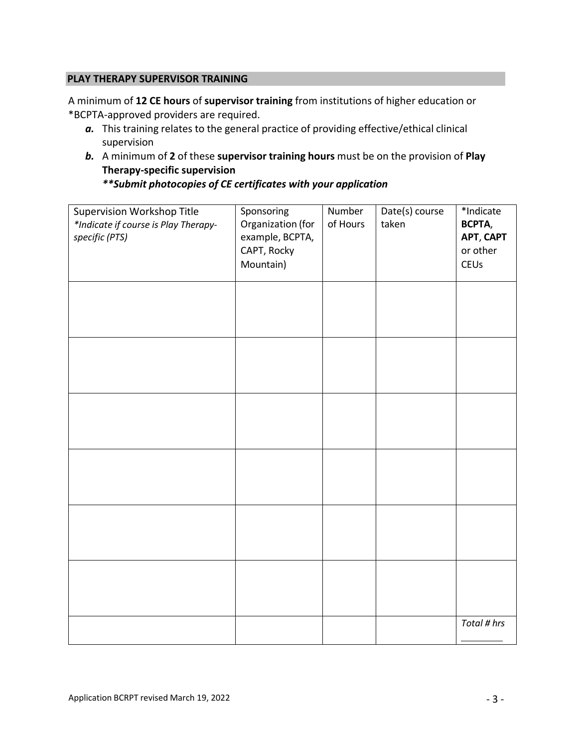## PLAY THERAPY SUPERVISOR TRAINING

A minimum of **12 CE hours** of **supervisor training** from institutions of higher education or *BCPTA-approved providers are required.

- ***a.*** This training relates to the general practice of providing effective/ethical clinical supervision
- ***b.*** A minimum of **2** of these **supervisor training hours** must be on the provision of **Play Therapy-specific supervision**
  ***\*\*Submit photocopies of CE certificates with your application***

| Supervision Workshop Title *\*Indicate if course is Play Therapy-specific (PTS)* | Sponsoring Organization (for example, BCPTA, CAPT, Rocky Mountain) | Number of Hours | Date(s) course taken | *Indicate **BCPTA**, **APT**, **CAPT** or other CEUs |
|---|---|---|---|---|
| | | | | |
| | | | | |
| | | | | |
| | | | | |
| | | | | |
| | | | | |
| | | | | *Total # hrs* ________ |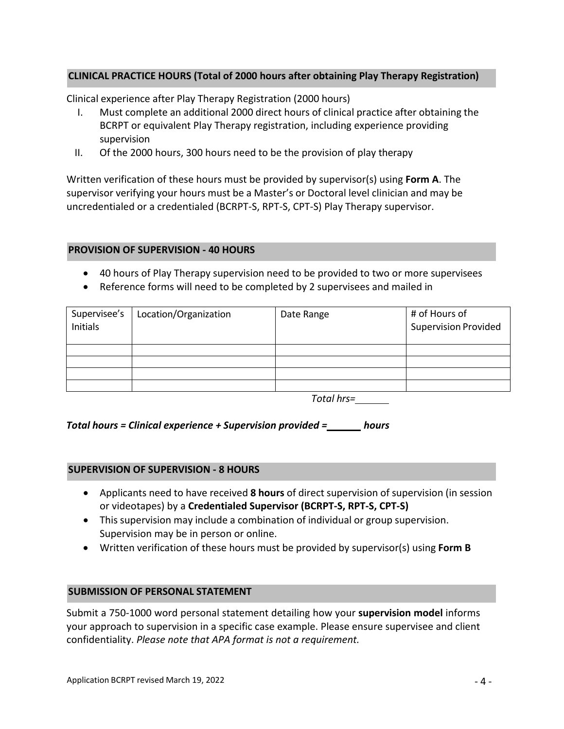## CLINICAL PRACTICE HOURS (Total of 2000 hours after obtaining Play Therapy Registration)

Clinical experience after Play Therapy Registration (2000 hours)

I. Must complete an additional 2000 direct hours of clinical practice after obtaining the BCRPT or equivalent Play Therapy registration, including experience providing supervision
II. Of the 2000 hours, 300 hours need to be the provision of play therapy

Written verification of these hours must be provided by supervisor(s) using **Form A**. The supervisor verifying your hours must be a Master's or Doctoral level clinician and may be uncredentialed or a credentialed (BCRPT-S, RPT-S, CPT-S) Play Therapy supervisor.

## PROVISION OF SUPERVISION - 40 HOURS

- 40 hours of Play Therapy supervision need to be provided to two or more supervisees
- Reference forms will need to be completed by 2 supervisees and mailed in

| Supervisee's Initials | Location/Organization | Date Range | # of Hours of Supervision Provided |
|---|---|---|---|
| | | | |
| | | | |
| | | | |
| | | | |

*Total hrs=*\_\_\_\_\_\_

***Total hours = Clinical experience + Supervision provided =\_\_\_\_\_\_ hours***

## SUPERVISION OF SUPERVISION - 8 HOURS

- Applicants need to have received **8 hours** of direct supervision of supervision (in session or videotapes) by a **Credentialed Supervisor (BCRPT-S, RPT-S, CPT-S)**
- This supervision may include a combination of individual or group supervision. Supervision may be in person or online.
- Written verification of these hours must be provided by supervisor(s) using **Form B**

## SUBMISSION OF PERSONAL STATEMENT

Submit a 750-1000 word personal statement detailing how your **supervision model** informs your approach to supervision in a specific case example. Please ensure supervisee and client confidentiality. *Please note that APA format is not a requirement.*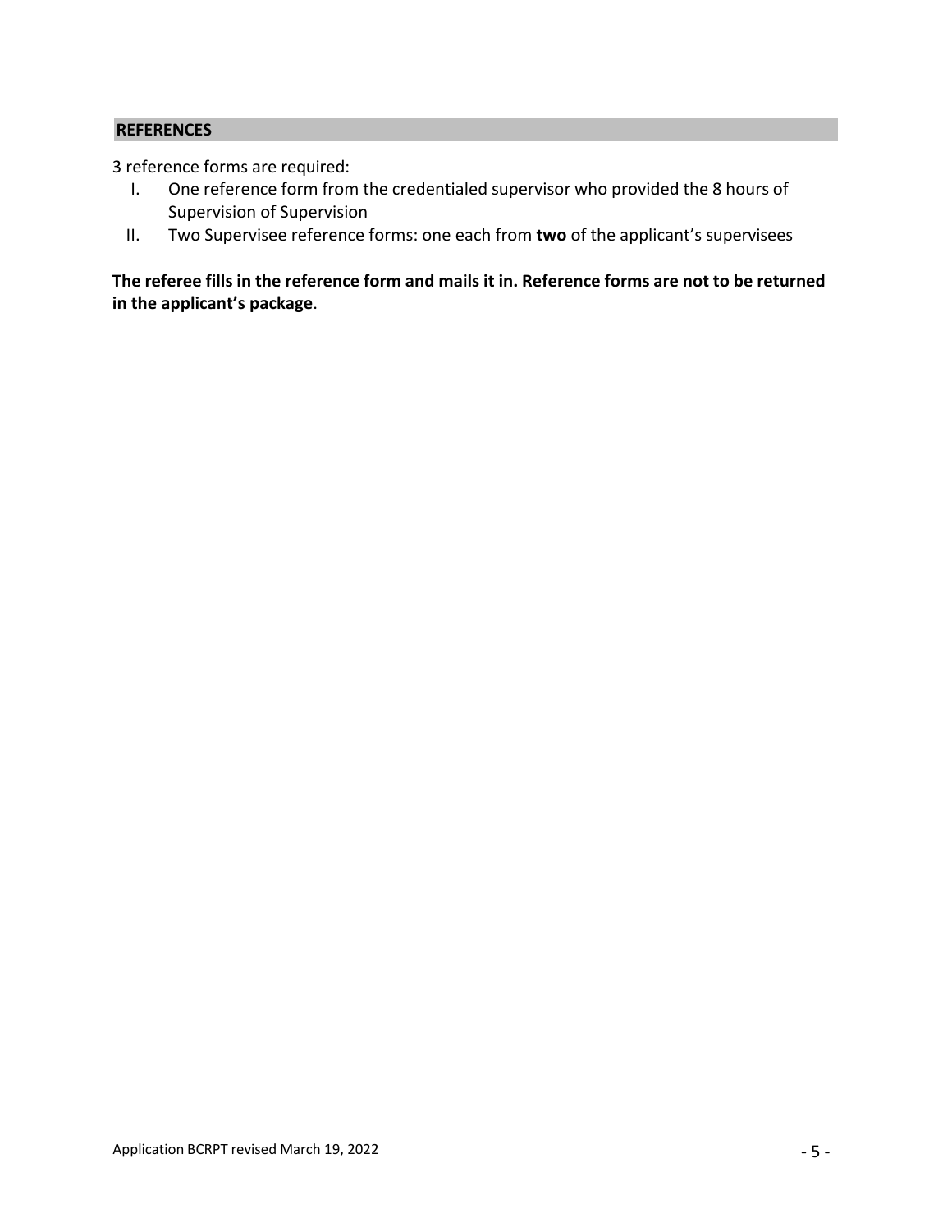## REFERENCES

3 reference forms are required:

I. One reference form from the credentialed supervisor who provided the 8 hours of Supervision of Supervision
II. Two Supervisee reference forms: one each from **two** of the applicant's supervisees

**The referee fills in the reference form and mails it in. Reference forms are not to be returned in the applicant's package**.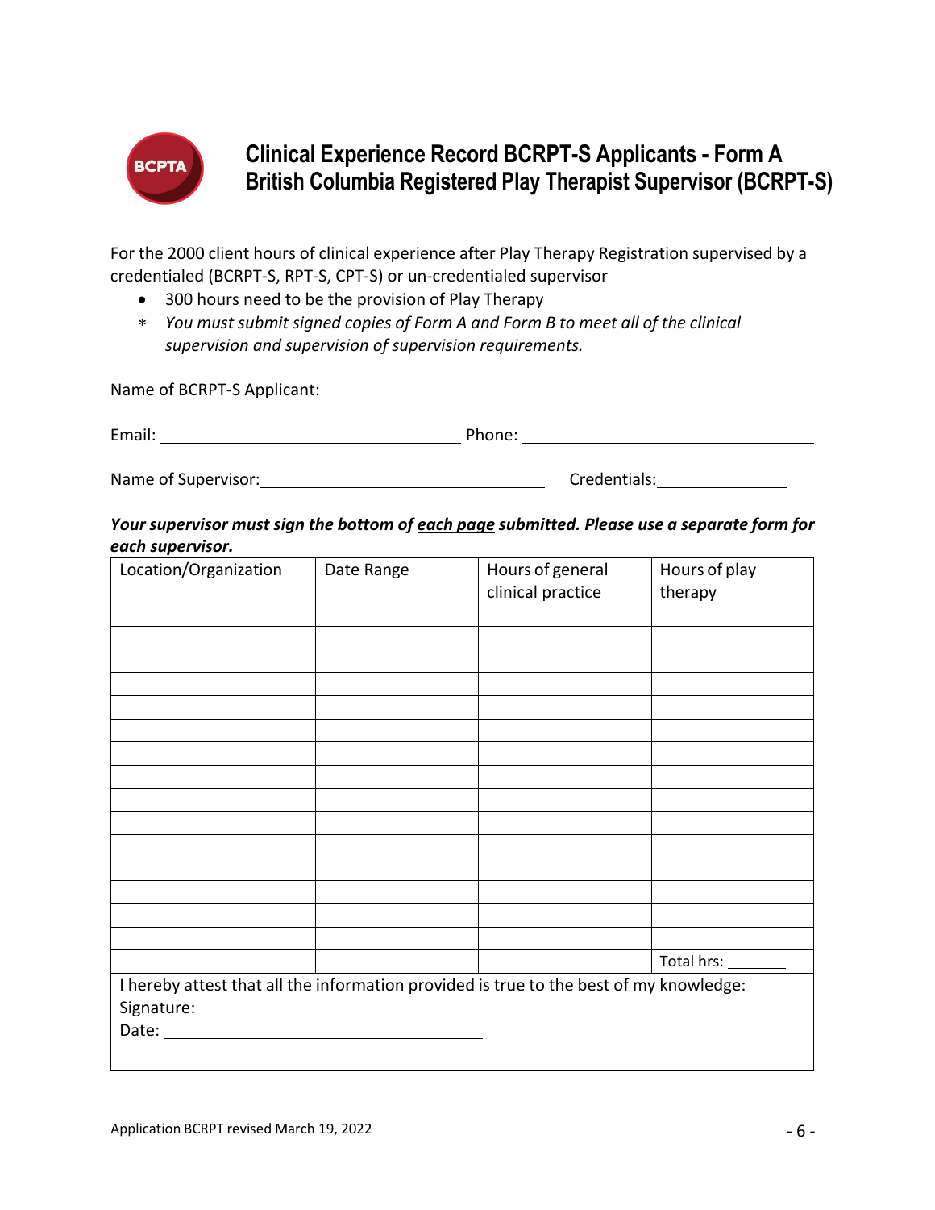# Clinical Experience Record BCRPT-S Applicants - Form A
# British Columbia Registered Play Therapist Supervisor (BCRPT-S)

For the 2000 client hours of clinical experience after Play Therapy Registration supervised by a credentialed (BCRPT-S, RPT-S, CPT-S) or un-credentialed supervisor

- 300 hours need to be the provision of Play Therapy
- * *You must submit signed copies of Form A and Form B to meet all of the clinical supervision and supervision of supervision requirements.*

Name of BCRPT-S Applicant: ______________________________________________

Email: ______________________________ Phone: ______________________________

Name of Supervisor: ______________________________ Credentials: ______________

***Your supervisor must sign the bottom of <u>each page</u> submitted. Please use a separate form for each supervisor.***

| Location/Organization | Date Range | Hours of general clinical practice | Hours of play therapy |
|---|---|---|---|
| | | | |
| | | | |
| | | | |
| | | | |
| | | | |
| | | | |
| | | | |
| | | | |
| | | | |
| | | | |
| | | | |
| | | | |
| | | | |
| | | | |
| | | | |
| | | | Total hrs: _______ |

I hereby attest that all the information provided is true to the best of my knowledge:

Signature: ______________________________

Date: ______________________________

Application BCRPT revised March 19, 2022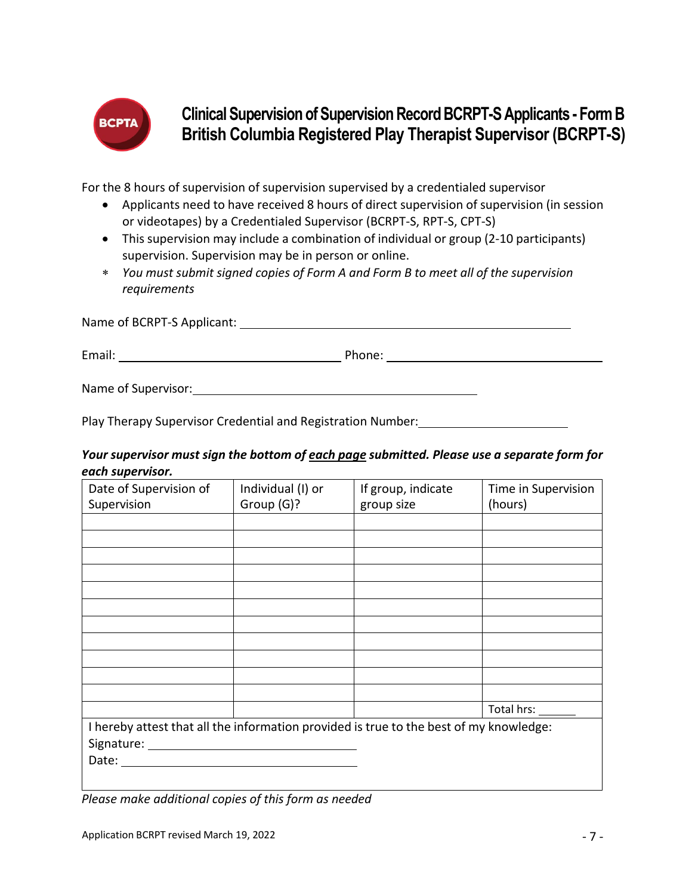# Clinical Supervision of Supervision Record BCRPT-S Applicants - Form B
# British Columbia Registered Play Therapist Supervisor (BCRPT-S)

For the 8 hours of supervision of supervision supervised by a credentialed supervisor

- Applicants need to have received 8 hours of direct supervision of supervision (in session or videotapes) by a Credentialed Supervisor (BCRPT-S, RPT-S, CPT-S)
- This supervision may include a combination of individual or group (2-10 participants) supervision. Supervision may be in person or online.

\* *You must submit signed copies of Form A and Form B to meet all of the supervision requirements*

Name of BCRPT-S Applicant: ______________________________________________

Email: ______________________________ Phone: ______________________________

Name of Supervisor: ______________________________________

Play Therapy Supervisor Credential and Registration Number: ____________________

***Your supervisor must sign the bottom of <u>each page</u> submitted. Please use a separate form for each supervisor.***

| Date of Supervision of Supervision | Individual (I) or Group (G)? | If group, indicate group size | Time in Supervision (hours) |
|---|---|---|---|
| | | | |
| | | | |
| | | | |
| | | | |
| | | | |
| | | | |
| | | | |
| | | | |
| | | | |
| | | | |
| | | | |
| | | | Total hrs: ______ |

I hereby attest that all the information provided is true to the best of my knowledge:

Signature: ______________________________

Date: ______________________________

*Please make additional copies of this form as needed*

Application BCRPT revised March 19, 2022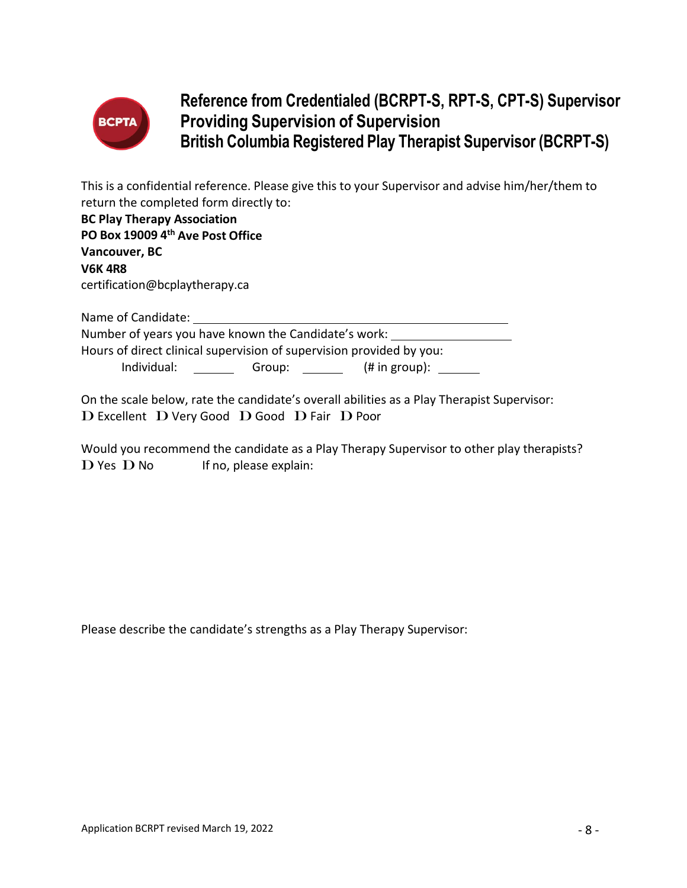# Reference from Credentialed (BCRPT-S, RPT-S, CPT-S) Supervisor Providing Supervision of Supervision British Columbia Registered Play Therapist Supervisor (BCRPT-S)

This is a confidential reference. Please give this to your Supervisor and advise him/her/them to return the completed form directly to:

**BC Play Therapy Association**
**PO Box 19009 4th Ave Post Office**
**Vancouver, BC**
**V6K 4R8**
certification@bcplaytherapy.ca

Name of Candidate: ______________________________

Number of years you have known the Candidate's work: ______________

Hours of direct clinical supervision of supervision provided by you:

Individual: ______ Group: ______ (# in group): ______

On the scale below, rate the candidate's overall abilities as a Play Therapist Supervisor:

☐ Excellent ☐ Very Good ☐ Good ☐ Fair ☐ Poor

Would you recommend the candidate as a Play Therapy Supervisor to other play therapists?

☐ Yes ☐ No If no, please explain:

Please describe the candidate's strengths as a Play Therapy Supervisor: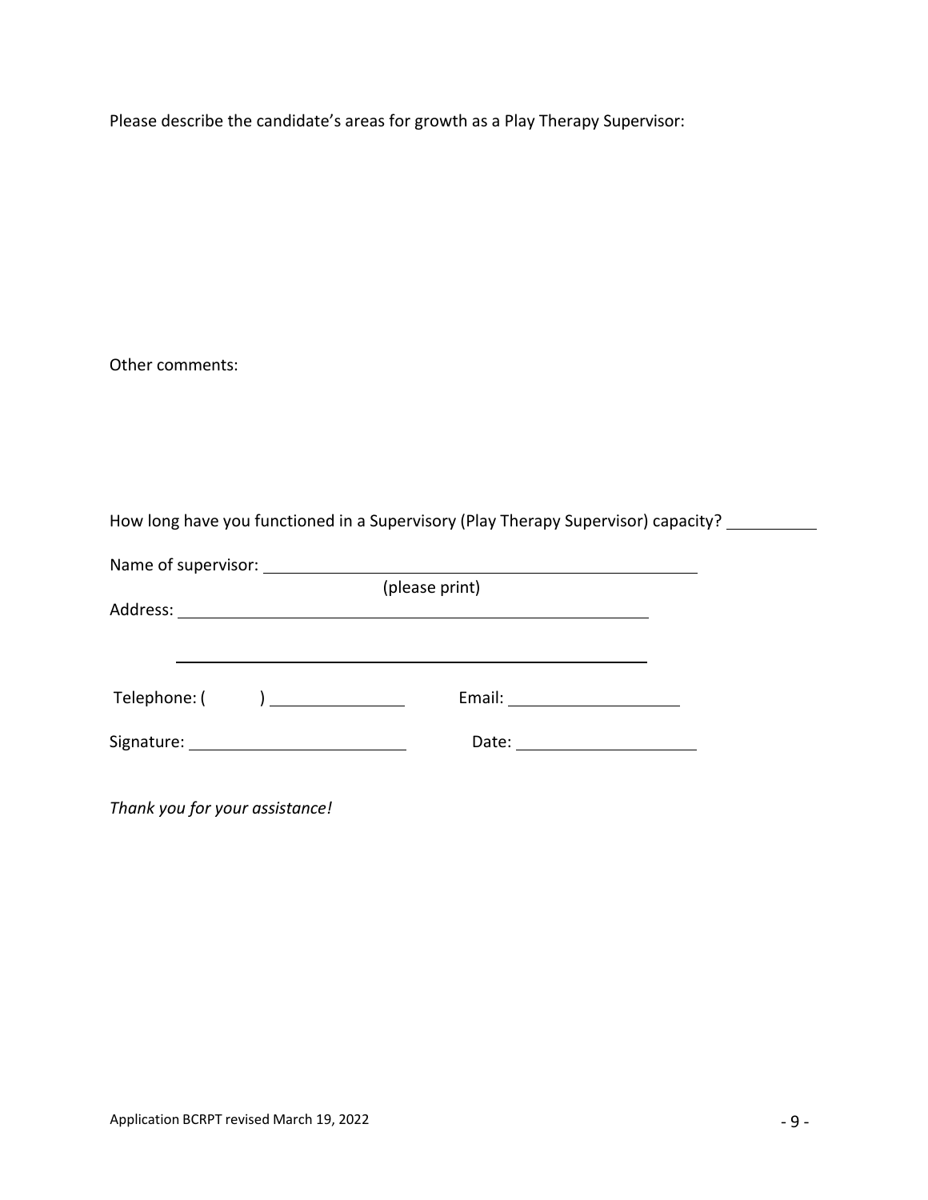Please describe the candidate's areas for growth as a Play Therapy Supervisor:

Other comments:

How long have you functioned in a Supervisory (Play Therapy Supervisor) capacity? __________

Name of supervisor: ____________________________________________
(please print)

Address: ____________________________________________

____________________________________________

Telephone: ( ) ______________ Email: __________________

Signature: ______________________ Date: __________________

*Thank you for your assistance!*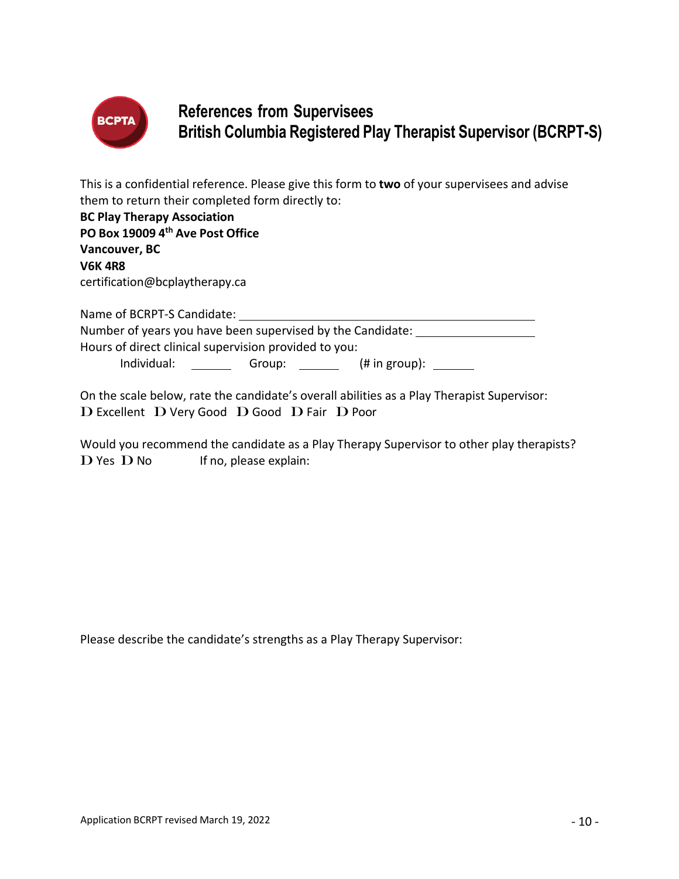# References from Supervisees
## British Columbia Registered Play Therapist Supervisor (BCRPT-S)

This is a confidential reference. Please give this form to **two** of your supervisees and advise them to return their completed form directly to:

**BC Play Therapy Association**
**PO Box 19009 4th Ave Post Office**
**Vancouver, BC**
**V6K 4R8**
certification@bcplaytherapy.ca

Name of BCRPT-S Candidate: ______________________________________________

Number of years you have been supervised by the Candidate: ____________________

Hours of direct clinical supervision provided to you:

Individual: _______ Group: _______ (# in group): _______

On the scale below, rate the candidate's overall abilities as a Play Therapist Supervisor:

☐ Excellent ☐ Very Good ☐ Good ☐ Fair ☐ Poor

Would you recommend the candidate as a Play Therapy Supervisor to other play therapists?

☐ Yes ☐ No If no, please explain:

Please describe the candidate's strengths as a Play Therapy Supervisor: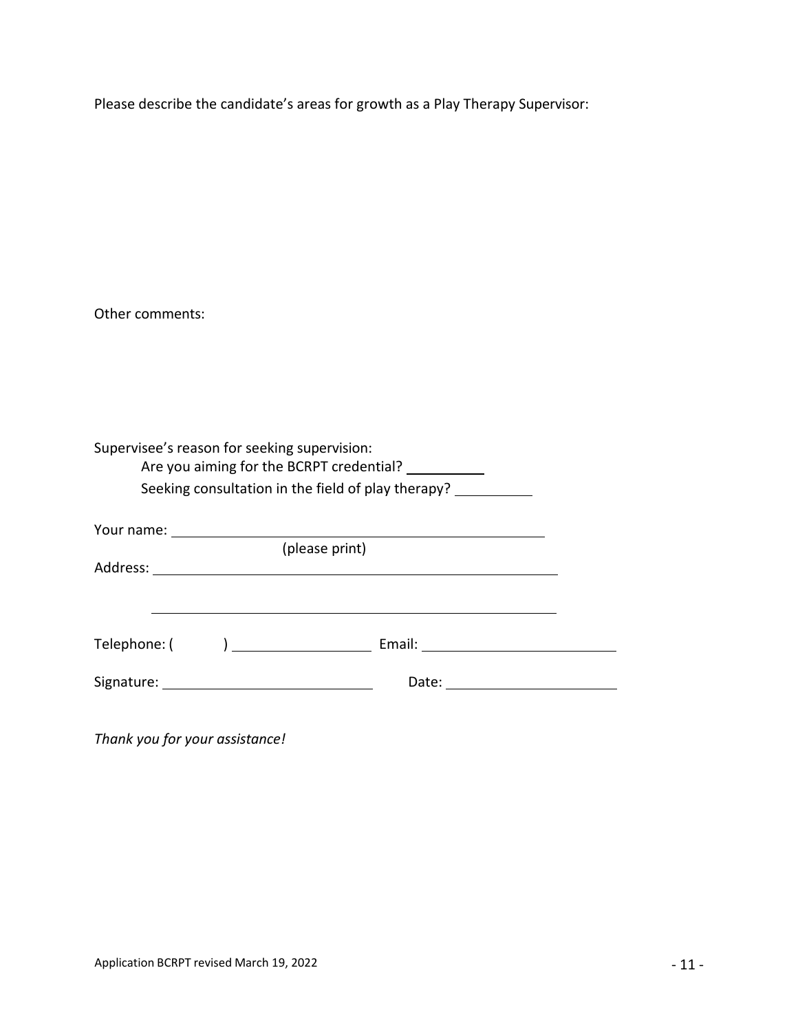Please describe the candidate's areas for growth as a Play Therapy Supervisor:

Other comments:

Supervisee's reason for seeking supervision:

Are you aiming for the BCRPT credential? __________

Seeking consultation in the field of play therapy? __________

Your name: ________________________________________________
(please print)

Address: ________________________________________________

________________________________________________

Telephone: (        ) __________________ Email: ________________________

Signature: ________________________ Date: ____________________

*Thank you for your assistance!*

Application BCRPT revised March 19, 2022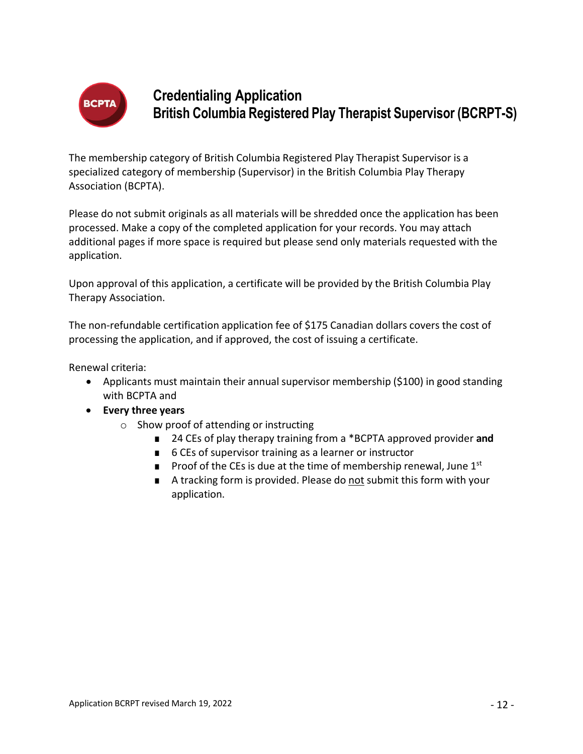# Credentialing Application
## British Columbia Registered Play Therapist Supervisor (BCRPT-S)

The membership category of British Columbia Registered Play Therapist Supervisor is a specialized category of membership (Supervisor) in the British Columbia Play Therapy Association (BCPTA).

Please do not submit originals as all materials will be shredded once the application has been processed. Make a copy of the completed application for your records. You may attach additional pages if more space is required but please send only materials requested with the application.

Upon approval of this application, a certificate will be provided by the British Columbia Play Therapy Association.

The non-refundable certification application fee of $175 Canadian dollars covers the cost of processing the application, and if approved, the cost of issuing a certificate.

Renewal criteria:

- Applicants must maintain their annual supervisor membership ($100) in good standing with BCPTA and
- **Every three years**
  - Show proof of attending or instructing
    - 24 CEs of play therapy training from a *BCPTA approved provider **and**
    - 6 CEs of supervisor training as a learner or instructor
    - Proof of the CEs is due at the time of membership renewal, June 1st
    - A tracking form is provided. Please do not submit this form with your application.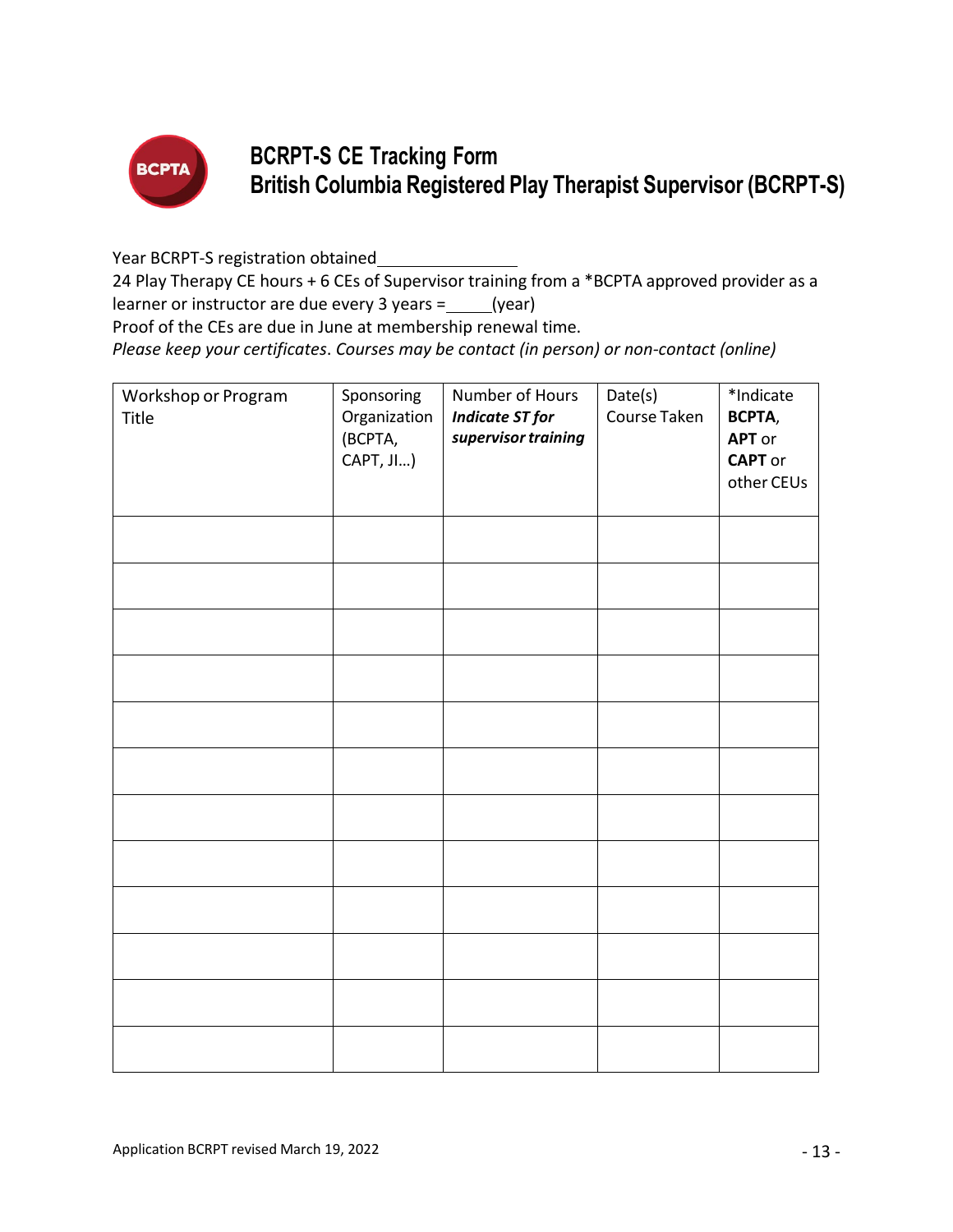# BCRPT-S CE Tracking Form
# British Columbia Registered Play Therapist Supervisor (BCRPT-S)

Year BCRPT-S registration obtained________________

24 Play Therapy CE hours + 6 CEs of Supervisor training from a *BCPTA approved provider as a learner or instructor are due every 3 years =_____(year)

Proof of the CEs are due in June at membership renewal time.

*Please keep your certificates. Courses may be contact (in person) or non-contact (online)*

| Workshop or Program Title | Sponsoring Organization (BCPTA, CAPT, JI…) | Number of Hours ***Indicate ST for supervisor training*** | Date(s) Course Taken | *Indicate **BCPTA**, **APT** or **CAPT** or other CEUs |
|---|---|---|---|---|
| | | | | |
| | | | | |
| | | | | |
| | | | | |
| | | | | |
| | | | | |
| | | | | |
| | | | | |
| | | | | |
| | | | | |
| | | | | |
| | | | | |

Application BCRPT revised March 19, 2022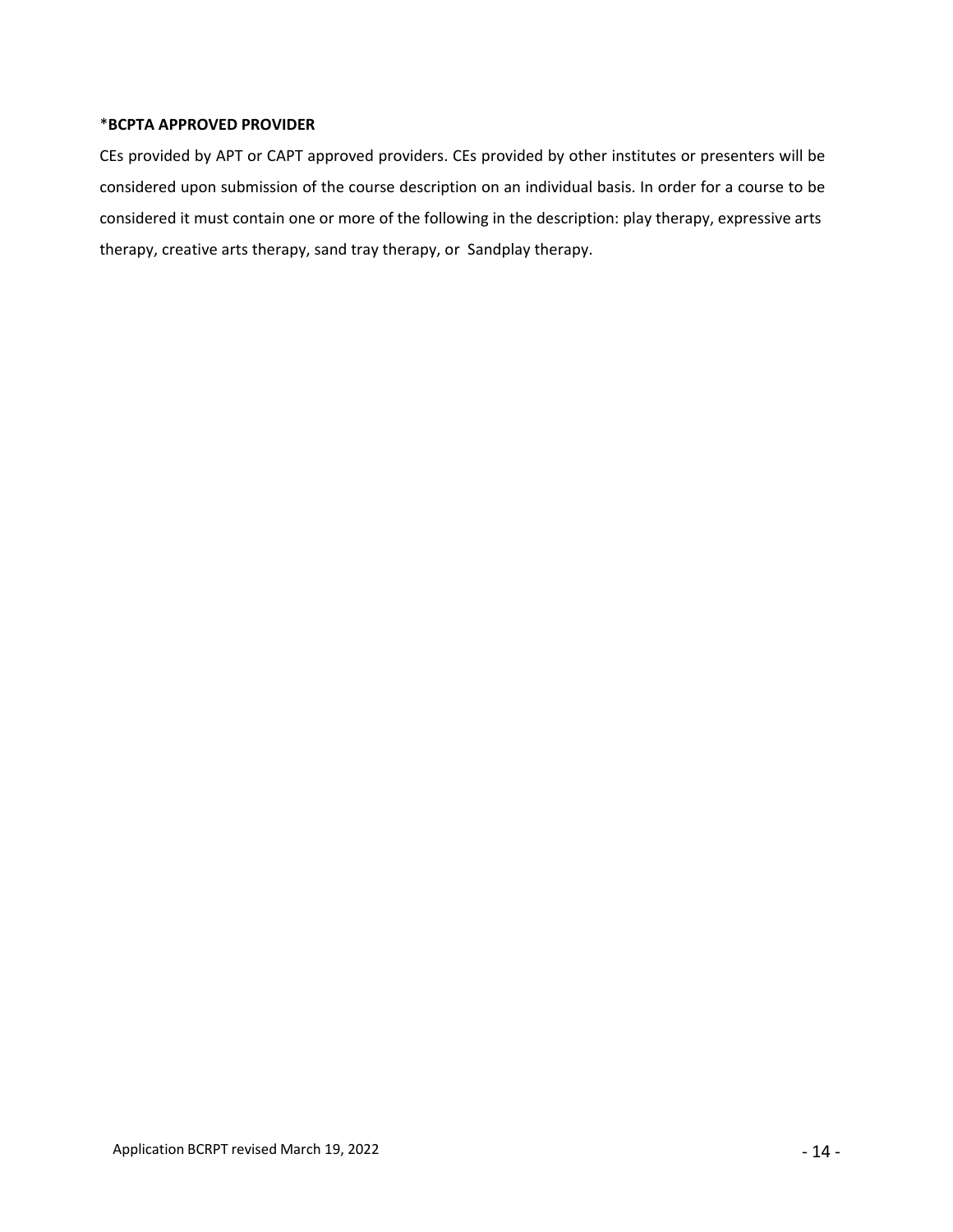*__BCPTA APPROVED PROVIDER__

CEs provided by APT or CAPT approved providers. CEs provided by other institutes or presenters will be considered upon submission of the course description on an individual basis. In order for a course to be considered it must contain one or more of the following in the description: play therapy, expressive arts therapy, creative arts therapy, sand tray therapy, or Sandplay therapy.